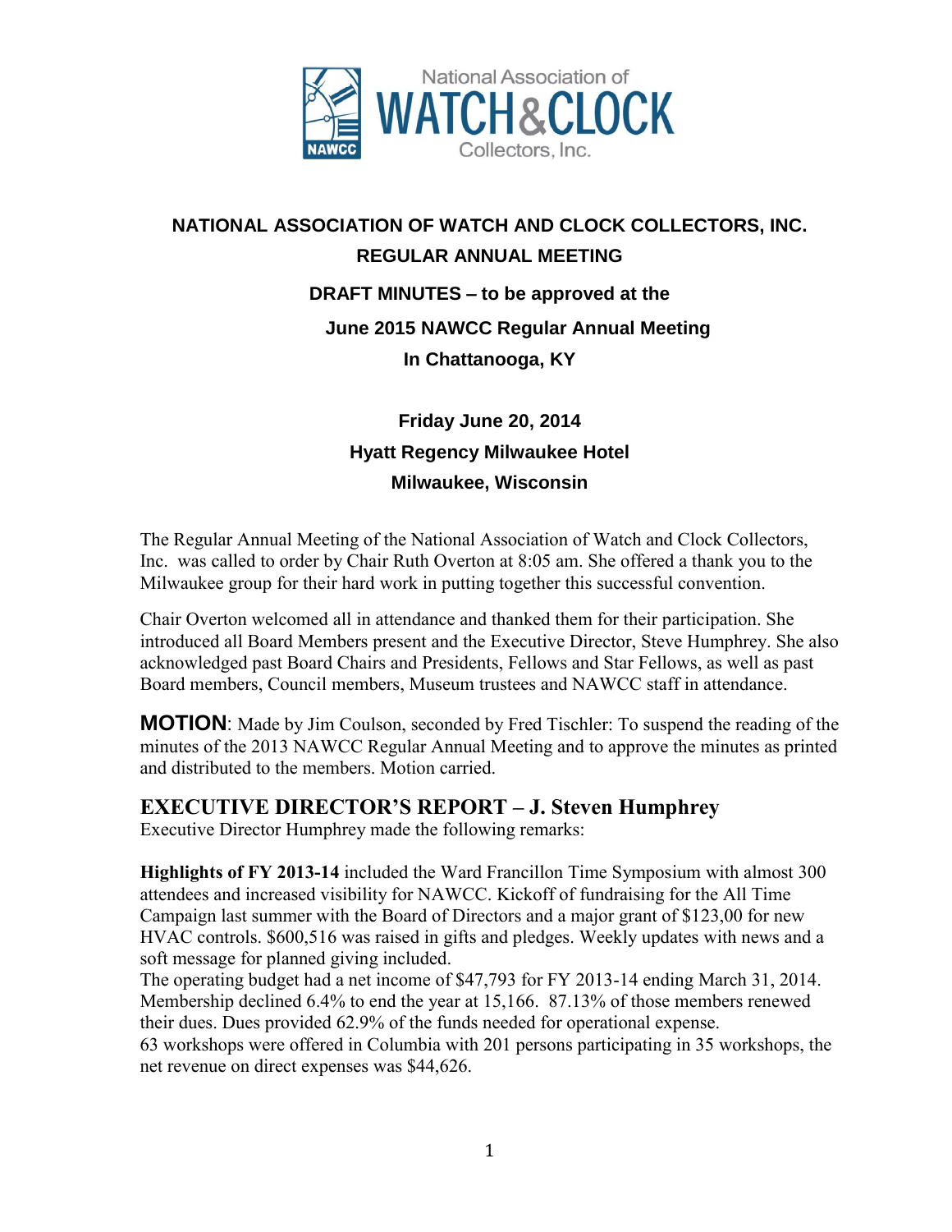# NATIONAL ASSOCIATION OF WATCH AND CLOCK COLLECTORS, INC.

## REGULAR ANNUAL MEETING

**DRAFT MINUTES – to be approved at the June 2015 NAWCC Regular Annual Meeting In Chattanooga, KY**

**Friday June 20, 2014**
**Hyatt Regency Milwaukee Hotel**
**Milwaukee, Wisconsin**

The Regular Annual Meeting of the National Association of Watch and Clock Collectors, Inc. was called to order by Chair Ruth Overton at 8:05 am. She offered a thank you to the Milwaukee group for their hard work in putting together this successful convention.

Chair Overton welcomed all in attendance and thanked them for their participation. She introduced all Board Members present and the Executive Director, Steve Humphrey. She also acknowledged past Board Chairs and Presidents, Fellows and Star Fellows, as well as past Board members, Council members, Museum trustees and NAWCC staff in attendance.

**MOTION**: Made by Jim Coulson, seconded by Fred Tischler: To suspend the reading of the minutes of the 2013 NAWCC Regular Annual Meeting and to approve the minutes as printed and distributed to the members. Motion carried.

## EXECUTIVE DIRECTOR'S REPORT – J. Steven Humphrey

Executive Director Humphrey made the following remarks:

**Highlights of FY 2013-14** included the Ward Francillon Time Symposium with almost 300 attendees and increased visibility for NAWCC. Kickoff of fundraising for the All Time Campaign last summer with the Board of Directors and a major grant of $123,00 for new HVAC controls. $600,516 was raised in gifts and pledges. Weekly updates with news and a soft message for planned giving included.

The operating budget had a net income of $47,793 for FY 2013-14 ending March 31, 2014. Membership declined 6.4% to end the year at 15,166. 87.13% of those members renewed their dues. Dues provided 62.9% of the funds needed for operational expense.

63 workshops were offered in Columbia with 201 persons participating in 35 workshops, the net revenue on direct expenses was $44,626.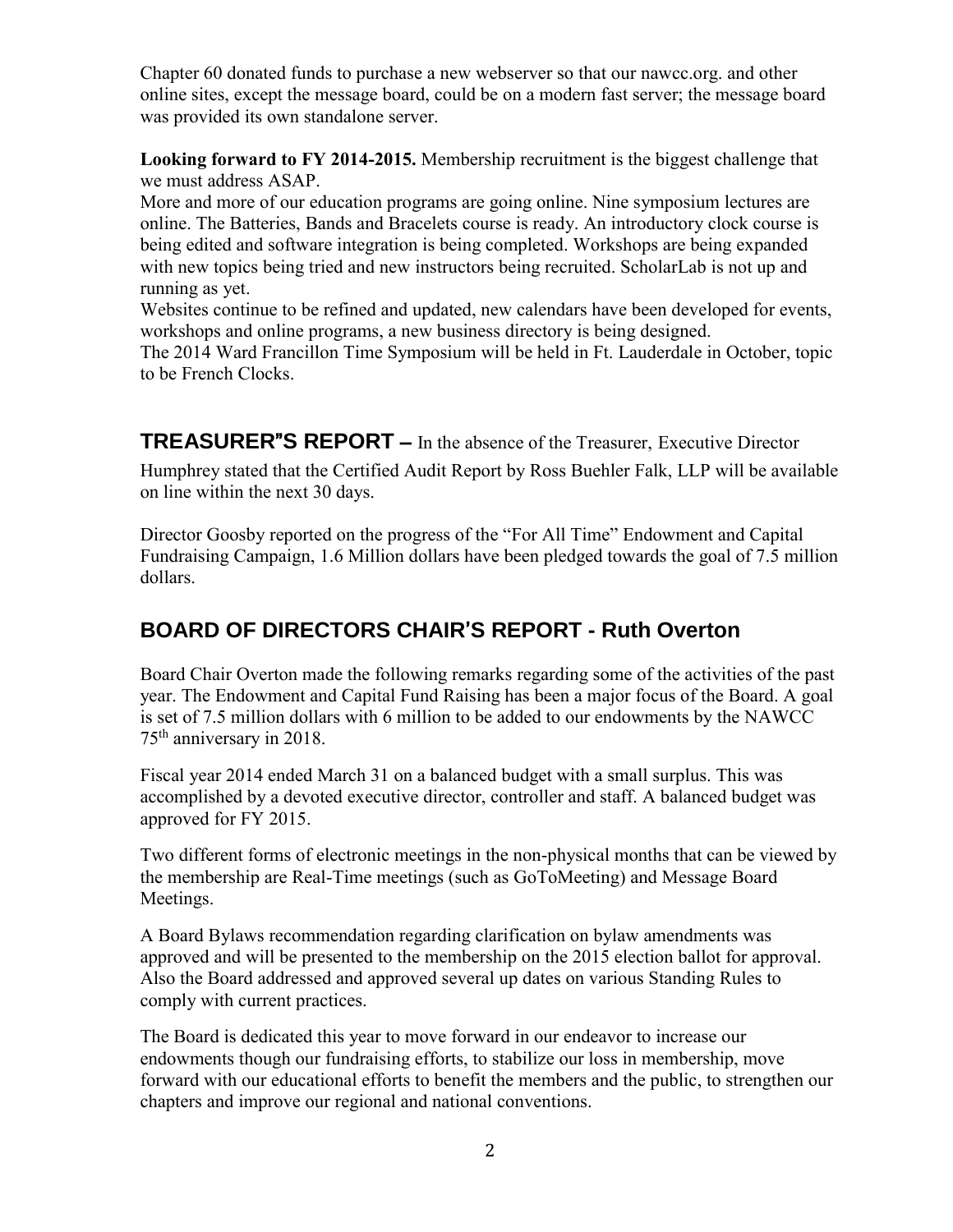Chapter 60 donated funds to purchase a new webserver so that our nawcc.org. and other online sites, except the message board, could be on a modern fast server; the message board was provided its own standalone server.

**Looking forward to FY 2014-2015.** Membership recruitment is the biggest challenge that we must address ASAP.
More and more of our education programs are going online. Nine symposium lectures are online. The Batteries, Bands and Bracelets course is ready. An introductory clock course is being edited and software integration is being completed. Workshops are being expanded with new topics being tried and new instructors being recruited. ScholarLab is not up and running as yet.
Websites continue to be refined and updated, new calendars have been developed for events, workshops and online programs, a new business directory is being designed.
The 2014 Ward Francillon Time Symposium will be held in Ft. Lauderdale in October, topic to be French Clocks.

## TREASURER"S REPORT – In the absence of the Treasurer, Executive Director

Humphrey stated that the Certified Audit Report by Ross Buehler Falk, LLP will be available on line within the next 30 days.

Director Goosby reported on the progress of the "For All Time" Endowment and Capital Fundraising Campaign, 1.6 Million dollars have been pledged towards the goal of 7.5 million dollars.

## BOARD OF DIRECTORS CHAIR'S REPORT - Ruth Overton

Board Chair Overton made the following remarks regarding some of the activities of the past year. The Endowment and Capital Fund Raising has been a major focus of the Board. A goal is set of 7.5 million dollars with 6 million to be added to our endowments by the NAWCC 75th anniversary in 2018.

Fiscal year 2014 ended March 31 on a balanced budget with a small surplus. This was accomplished by a devoted executive director, controller and staff. A balanced budget was approved for FY 2015.

Two different forms of electronic meetings in the non-physical months that can be viewed by the membership are Real-Time meetings (such as GoToMeeting) and Message Board Meetings.

A Board Bylaws recommendation regarding clarification on bylaw amendments was approved and will be presented to the membership on the 2015 election ballot for approval. Also the Board addressed and approved several up dates on various Standing Rules to comply with current practices.

The Board is dedicated this year to move forward in our endeavor to increase our endowments though our fundraising efforts, to stabilize our loss in membership, move forward with our educational efforts to benefit the members and the public, to strengthen our chapters and improve our regional and national conventions.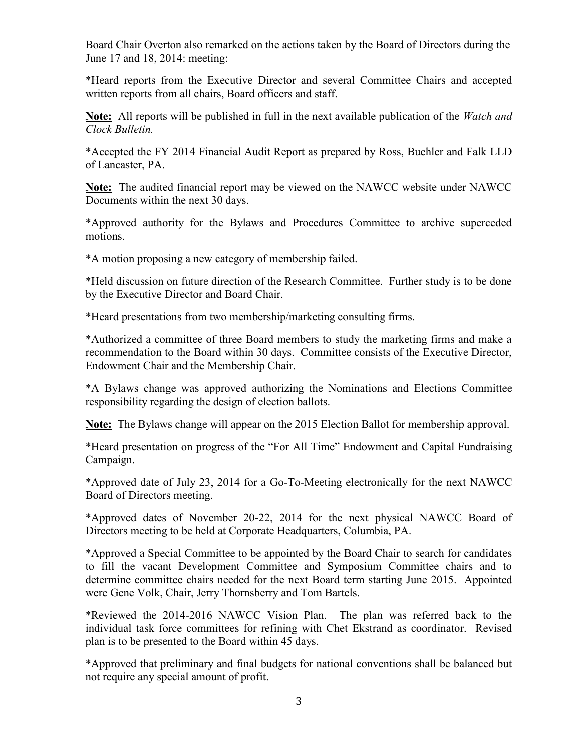Board Chair Overton also remarked on the actions taken by the Board of Directors during the June 17 and 18, 2014: meeting:

*Heard reports from the Executive Director and several Committee Chairs and accepted written reports from all chairs, Board officers and staff.

**Note:** All reports will be published in full in the next available publication of the *Watch and Clock Bulletin.*

*Accepted the FY 2014 Financial Audit Report as prepared by Ross, Buehler and Falk LLD of Lancaster, PA.

**Note:** The audited financial report may be viewed on the NAWCC website under NAWCC Documents within the next 30 days.

*Approved authority for the Bylaws and Procedures Committee to archive superceded motions.

*A motion proposing a new category of membership failed.

*Held discussion on future direction of the Research Committee. Further study is to be done by the Executive Director and Board Chair.

*Heard presentations from two membership/marketing consulting firms.

*Authorized a committee of three Board members to study the marketing firms and make a recommendation to the Board within 30 days. Committee consists of the Executive Director, Endowment Chair and the Membership Chair.

*A Bylaws change was approved authorizing the Nominations and Elections Committee responsibility regarding the design of election ballots.

**Note:** The Bylaws change will appear on the 2015 Election Ballot for membership approval.

*Heard presentation on progress of the "For All Time" Endowment and Capital Fundraising Campaign.

*Approved date of July 23, 2014 for a Go-To-Meeting electronically for the next NAWCC Board of Directors meeting.

*Approved dates of November 20-22, 2014 for the next physical NAWCC Board of Directors meeting to be held at Corporate Headquarters, Columbia, PA.

*Approved a Special Committee to be appointed by the Board Chair to search for candidates to fill the vacant Development Committee and Symposium Committee chairs and to determine committee chairs needed for the next Board term starting June 2015. Appointed were Gene Volk, Chair, Jerry Thornsberry and Tom Bartels.

*Reviewed the 2014-2016 NAWCC Vision Plan. The plan was referred back to the individual task force committees for refining with Chet Ekstrand as coordinator. Revised plan is to be presented to the Board within 45 days.

*Approved that preliminary and final budgets for national conventions shall be balanced but not require any special amount of profit.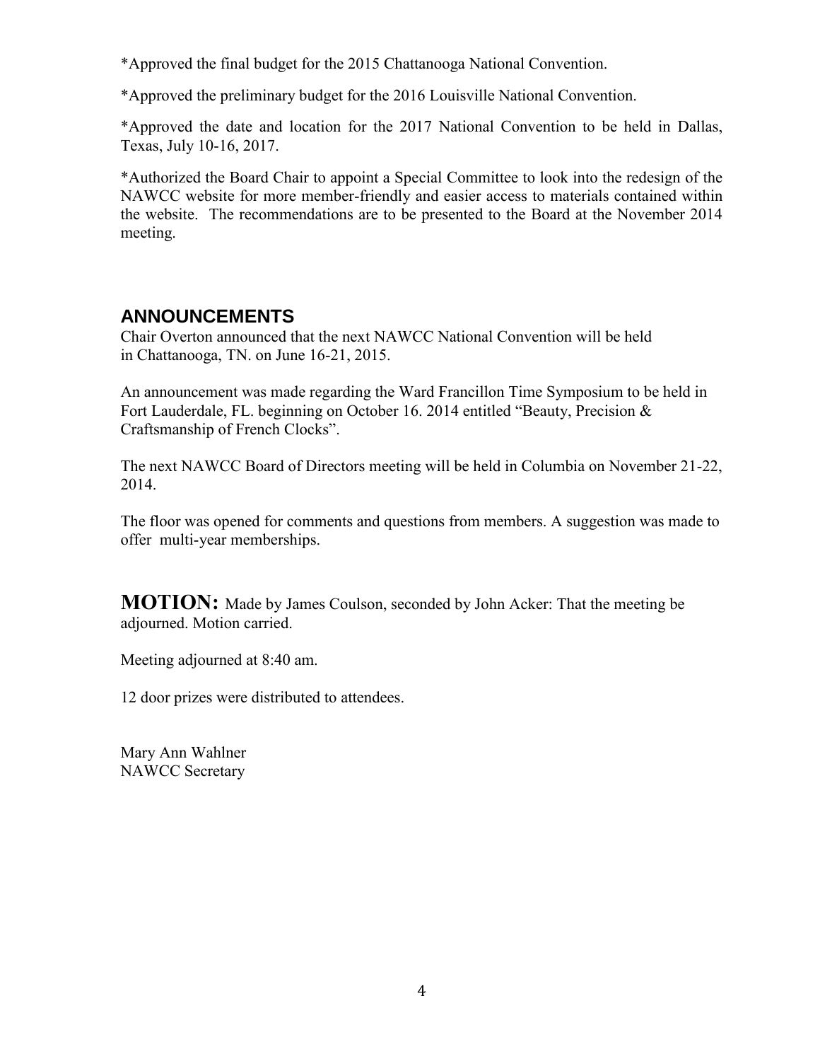*Approved the final budget for the 2015 Chattanooga National Convention.

*Approved the preliminary budget for the 2016 Louisville National Convention.

*Approved the date and location for the 2017 National Convention to be held in Dallas, Texas, July 10-16, 2017.

*Authorized the Board Chair to appoint a Special Committee to look into the redesign of the NAWCC website for more member-friendly and easier access to materials contained within the website. The recommendations are to be presented to the Board at the November 2014 meeting.

## ANNOUNCEMENTS

Chair Overton announced that the next NAWCC National Convention will be held in Chattanooga, TN. on June 16-21, 2015.

An announcement was made regarding the Ward Francillon Time Symposium to be held in Fort Lauderdale, FL. beginning on October 16. 2014 entitled "Beauty, Precision & Craftsmanship of French Clocks".

The next NAWCC Board of Directors meeting will be held in Columbia on November 21-22, 2014.

The floor was opened for comments and questions from members. A suggestion was made to offer multi-year memberships.

**MOTION:** Made by James Coulson, seconded by John Acker: That the meeting be adjourned. Motion carried.

Meeting adjourned at 8:40 am.

12 door prizes were distributed to attendees.

Mary Ann Wahlner
NAWCC Secretary